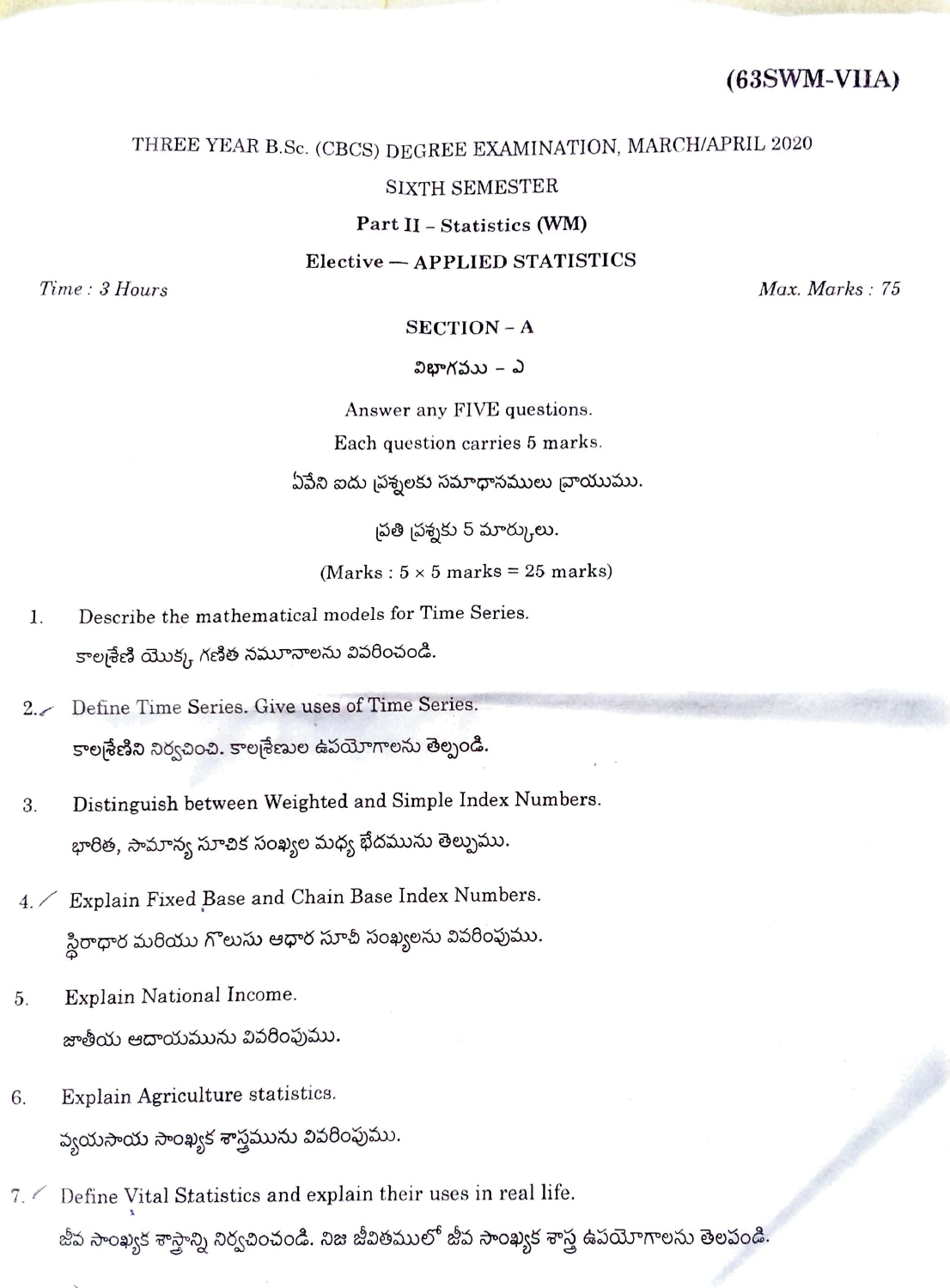**(63SWM-VIIA)**

THREE YEAR B.Sc. (CBCS) DEGREE EXAMINATION, MARCH/APRIL 2020

SIXTH SEMESTER

**Part II – Statistics (WM)**

**Elective — APPLIED STATISTICS**

*Time : 3 Hours* *Max. Marks : 75*

## SECTION – A

విభాగము – ఎ

Answer any FIVE questions.

Each question carries 5 marks.

ఏవేని ఐదు ప్రశ్నలకు సమాధానములు వ్రాయుము.

ప్రతి ప్రశ్నకు 5 మార్కులు.

(Marks : 5 × 5 marks = 25 marks)

1. Describe the mathematical models for Time Series.
   కాలశ్రేణి యొక్క గణిత నమూనాలను వివరించండి.

2. Define Time Series. Give uses of Time Series.
   కాలశ్రేణిని నిర్వచించి. కాలశ్రేణుల ఉపయోగాలను తెల్పండి.

3. Distinguish between Weighted and Simple Index Numbers.
   భారిత, సామాన్య సూచిక సంఖ్యల మధ్య భేదమును తెల్పుము.

4. Explain Fixed Base and Chain Base Index Numbers.
   స్థిరాధార మరియు గొలుసు ఆధార సూచీ సంఖ్యలను వివరింపుము.

5. Explain National Income.
   జాతీయ ఆదాయమును వివరింపుము.

6. Explain Agriculture statistics.
   వ్యయసాయ సాంఖ్యక శాస్త్రమును వివరింపుము.

7. Define Vital Statistics and explain their uses in real life.
   జీవ సాంఖ్యక శాస్త్రాన్ని నిర్వచించండి. నిజ జీవితములో జీవ సాంఖ్యక శాస్త్ర ఉపయోగాలను తెలపండి.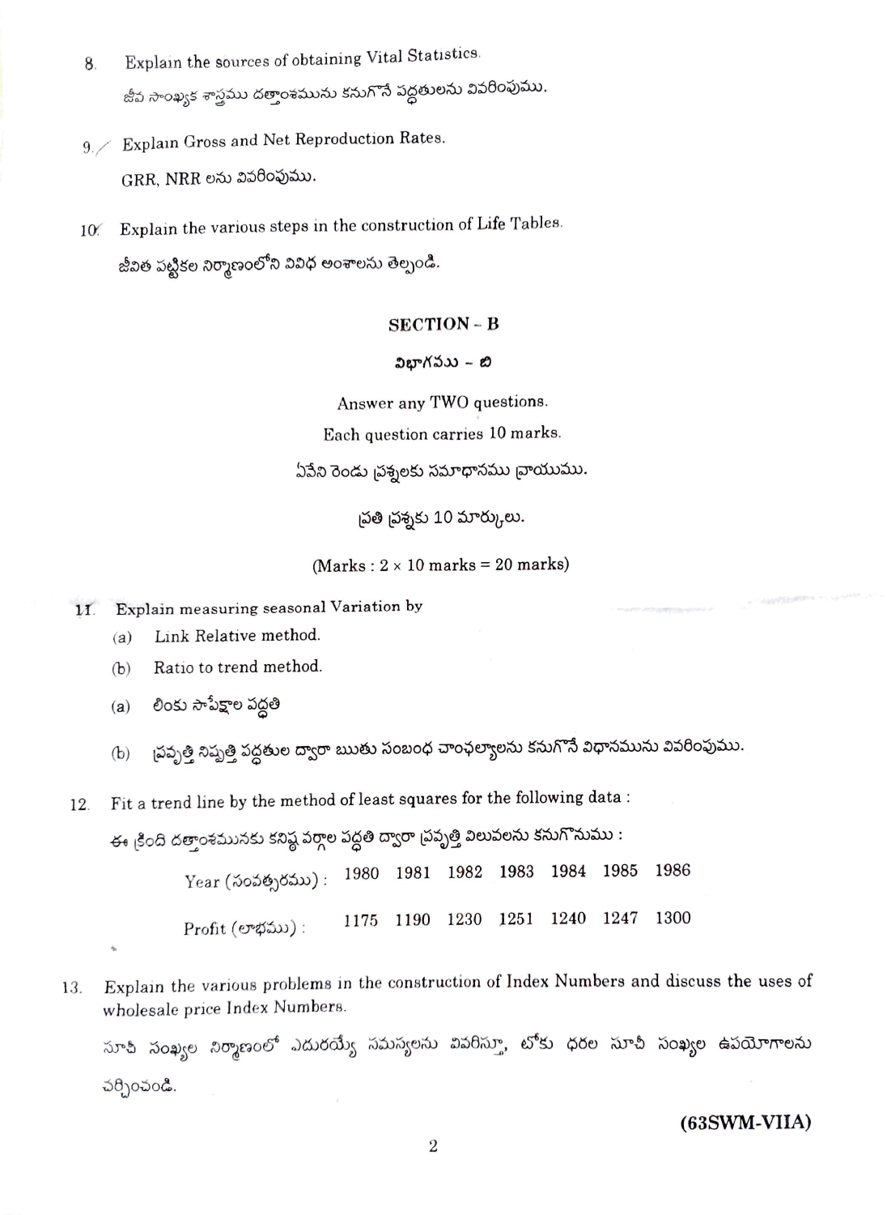8. Explain the sources of obtaining Vital Statistics.

   జీవ సాంఖ్యక శాస్త్రము దత్తాంశమును కనుగొనే పద్ధతులను వివరింపుము.

9. Explain Gross and Net Reproduction Rates.

   GRR, NRR లను వివరింపుము.

10. Explain the various steps in the construction of Life Tables.

    జీవిత పట్టికల నిర్మాణంలోని వివిధ అంశాలను తెల్పండి.

## SECTION – B

## విభాగము – బి

Answer any TWO questions.

Each question carries 10 marks.

ఏవేని రెండు ప్రశ్నలకు సమాధానము వ్రాయుము.

ప్రతి ప్రశ్నకు 10 మార్కులు.

(Marks : 2 × 10 marks = 20 marks)

11. Explain measuring seasonal Variation by
    (a) Link Relative method.
    (b) Ratio to trend method.

    (a) లింకు సాపేక్షాల పద్ధతి
    (b) ప్రవృత్తి నిష్పత్తి పద్ధతుల ద్వారా ఋతు సంబంధ చాంచల్యాలను కనుగొనే విధానమును వివరింపుము.

12. Fit a trend line by the method of least squares for the following data :

    ఈ క్రింది దత్తాంశమునకు కనిష్ఠ వర్గాల పద్ధతి ద్వారా ప్రవృత్తి విలువలను కనుగొనుము :

| Year (సంవత్సరము) : | 1980 | 1981 | 1982 | 1983 | 1984 | 1985 | 1986 |
|---|---|---|---|---|---|---|---|
| Profit (లాభము) : | 1175 | 1190 | 1230 | 1251 | 1240 | 1247 | 1300 |

13. Explain the various problems in the construction of Index Numbers and discuss the uses of wholesale price Index Numbers.

    సూచీ సంఖ్యల నిర్మాణంలో ఎదురయ్యే సమస్యలను వివరిస్తూ, టోకు ధరల సూచీ సంఖ్యల ఉపయోగాలను చర్చించండి.

**(63SWM-VIIA)**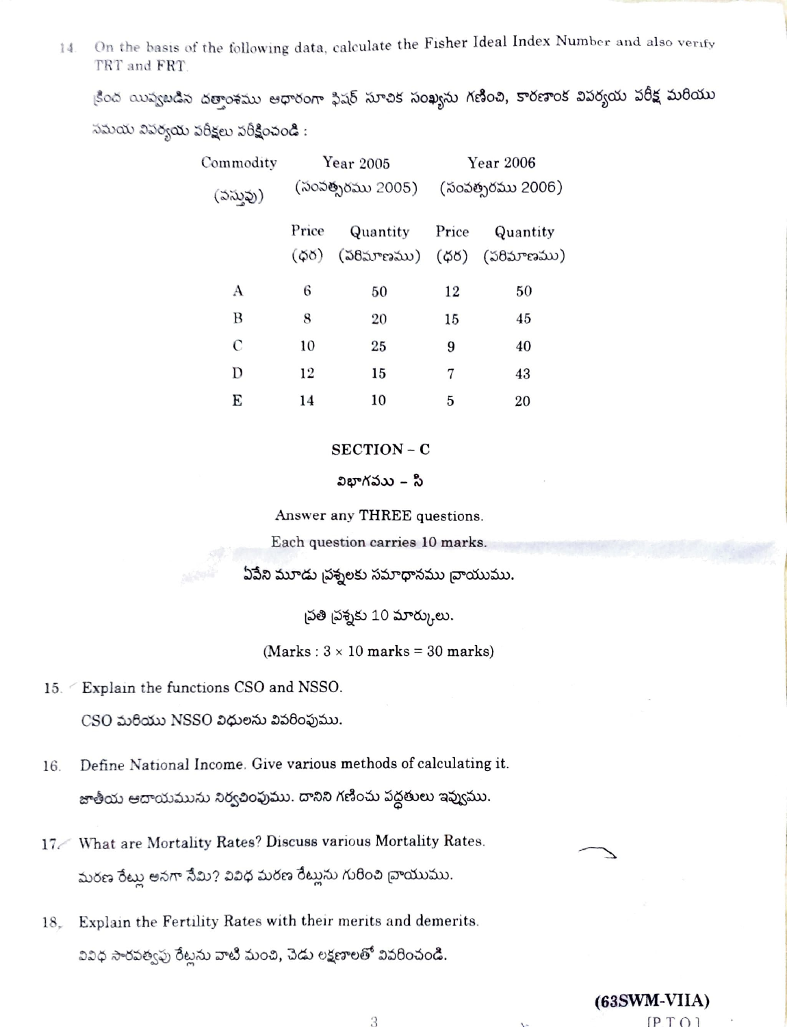14. On the basis of the following data, calculate the Fisher Ideal Index Number and also verify TRT and FRT.

క్రింద యివ్వబడిన దత్తాంశము ఆధారంగా ఫిషర్ సూచిక సంఖ్యను గణించి, కారణాంక విపర్యయ పరీక్ష మరియు సమయ విపర్యయ పరీక్షలు పరీక్షించండి :

| Commodity (వస్తువు) | Year 2005 (సంవత్సరము 2005) | | Year 2006 (సంవత్సరము 2006) | |
|---|---|---|---|---|
| | Price (ధర) | Quantity (పరిమాణము) | Price (ధర) | Quantity (పరిమాణము) |
| A | 6 | 50 | 12 | 50 |
| B | 8 | 20 | 15 | 45 |
| C | 10 | 25 | 9 | 40 |
| D | 12 | 15 | 7 | 43 |
| E | 14 | 10 | 5 | 20 |

## SECTION – C

## విభాగము – సి

Answer any THREE questions.

Each question carries 10 marks.

ఏవేని మూడు ప్రశ్నలకు సమాధానము వ్రాయుము.

ప్రతి ప్రశ్నకు 10 మార్కులు.

(Marks : 3 × 10 marks = 30 marks)

15. Explain the functions CSO and NSSO.

    CSO మరియు NSSO విధులను వివరింపుము.

16. Define National Income. Give various methods of calculating it.

    జాతీయ ఆదాయమును నిర్వచింపుము. దానిని గణించు పద్ధతులు ఇవ్వుము.

17. What are Mortality Rates? Discuss various Mortality Rates.

    మరణ రేట్లు అనగా నేమి? వివిధ మరణ రేట్లను గురించి వ్రాయుము.

18. Explain the Fertility Rates with their merits and demerits.

    వివిధ సారవత్వపు రేట్లను వాటి మంచి, చెడు లక్షణాలతో వివరించండి.

(63SWM-VIIA)

[P T O]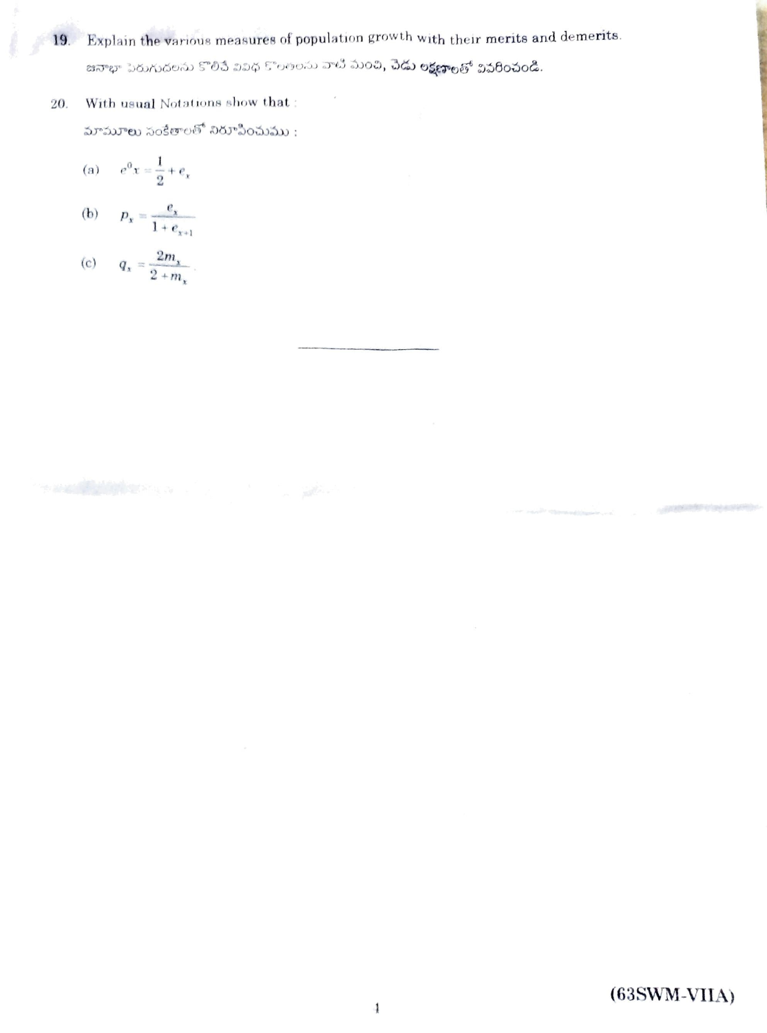19. Explain the various measures of population growth with their merits and demerits.

జనాభా పెరుగుదలను కొలిచే వివిధ కొలతలను వాటి మంచి, చెడు లక్షణాలతో వివరించండి.

20. With usual Notations show that :

మామూలు సంకేతాలతో నిరూపించుము :

(a) $e^0x = \frac{1}{2} + e_x$

(b) $p_x = \frac{e_x}{1 + e_{x+1}}$

(c) $q_x = \frac{2m_x}{2 + m_x}$

(63SWM-VIIA)